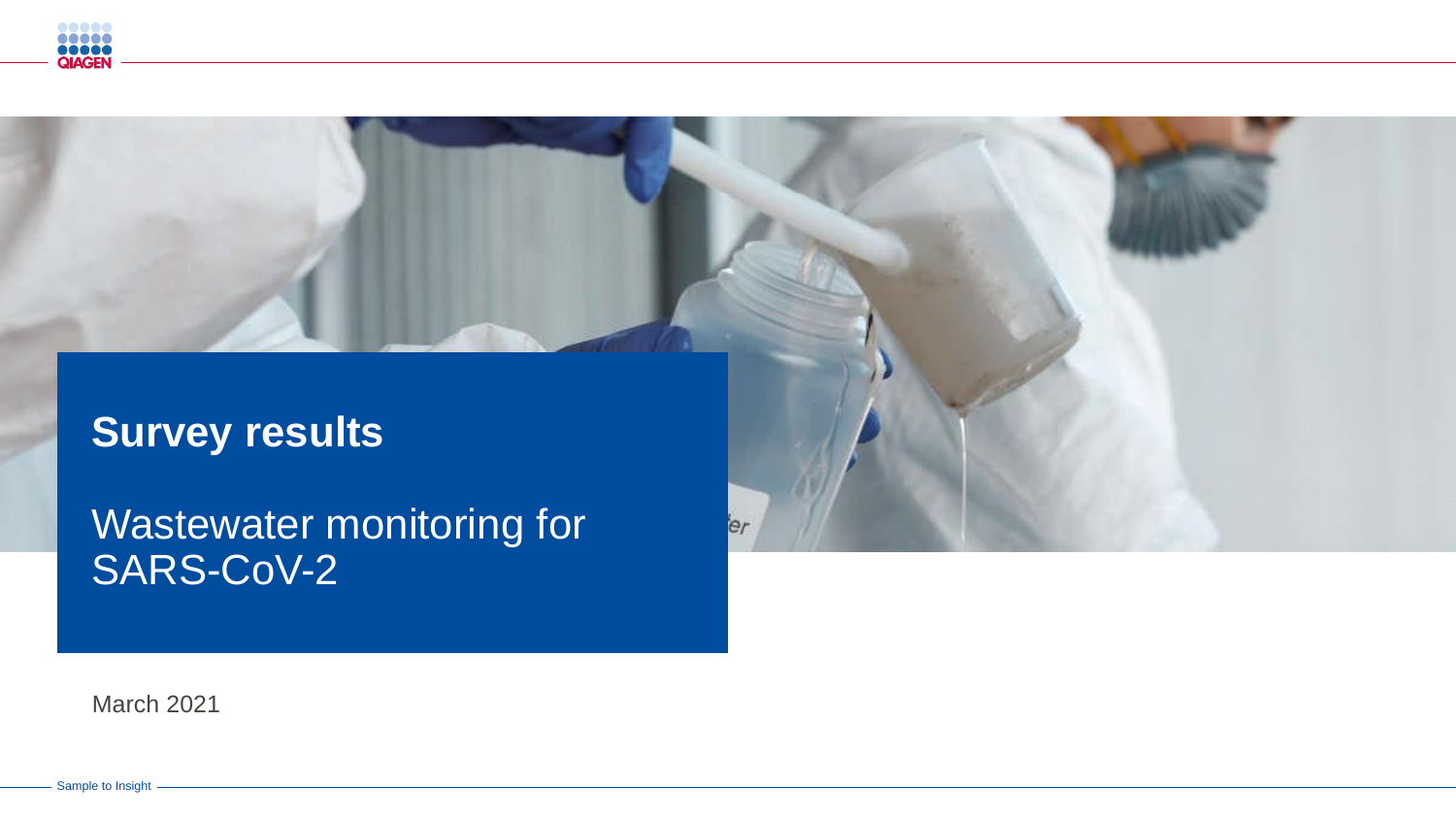# Survey results

## Wastewater monitoring for SARS-CoV-2

March 2021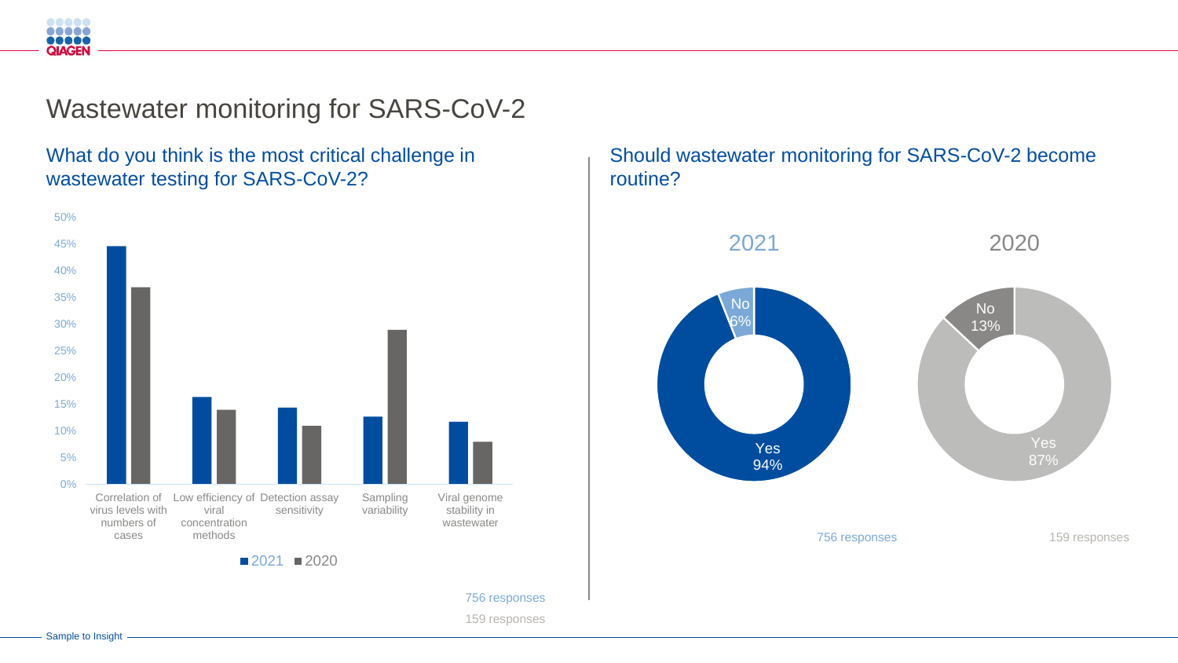# Wastewater monitoring for SARS-CoV-2

## What do you think is the most critical challenge in wastewater testing for SARS-CoV-2?

50%
45%
40%
35%
30%
25%
20%
15%
10%
5%
0%

Correlation of virus levels with numbers of cases | Low efficiency of viral concentration methods | Detection assay sensitivity | Sampling variability | Viral genome stability in wastewater

■ 2021 ■ 2020

756 responses

159 responses

## Should wastewater monitoring for SARS-CoV-2 become routine?

| | 2021 | 2020 |
|---|---|---|
| Yes | 94% | 87% |
| No | 6% | 13% |

756 responses

159 responses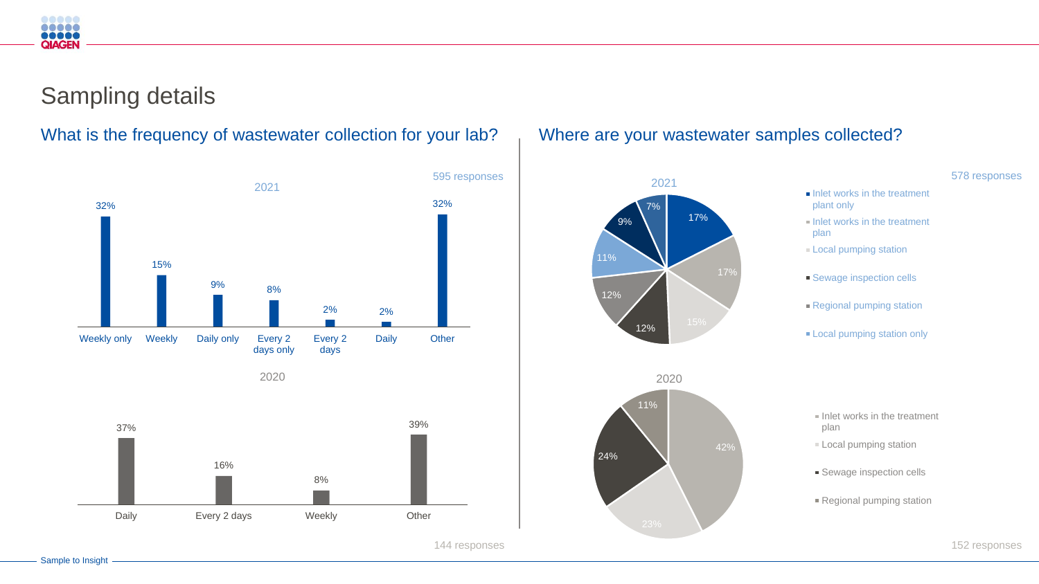# Sampling details

## What is the frequency of wastewater collection for your lab?

**2021** (595 responses)

| Frequency | Percentage |
|---|---|
| Weekly only | 32% |
| Weekly | 15% |
| Daily only | 9% |
| Every 2 days only | 8% |
| Every 2 days | 2% |
| Daily | 2% |
| Other | 32% |

**2020** (144 responses)

| Frequency | Percentage |
|---|---|
| Daily | 37% |
| Every 2 days | 16% |
| Weekly | 8% |
| Other | 39% |

## Where are your wastewater samples collected?

**2021** (578 responses)

- Inlet works in the treatment plant only
- Inlet works in the treatment plan
- Local pumping station
- Sewage inspection cells
- Regional pumping station
- Local pumping station only

Values shown: 17%, 17%, 15%, 12%, 12%, 11%, 9%, 7%

**2020** (152 responses)

- Inlet works in the treatment plan
- Local pumping station
- Sewage inspection cells
- Regional pumping station

Values shown: 42%, 23%, 24%, 11%

Sample to Insight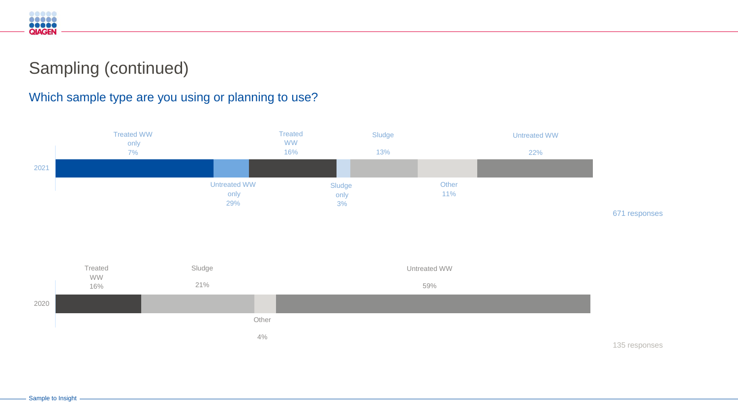# Sampling (continued)

## Which sample type are you using or planning to use?

**2021** (671 responses)

| Sample type | Share |
| --- | --- |
| Treated WW only | 7% |
| Untreated WW only | 29% |
| Treated WW | 16% |
| Sludge only | 3% |
| Sludge | 13% |
| Other | 11% |
| Untreated WW | 22% |

**2020** (135 responses)

| Sample type | Share |
| --- | --- |
| Treated WW | 16% |
| Sludge | 21% |
| Other | 4% |
| Untreated WW | 59% |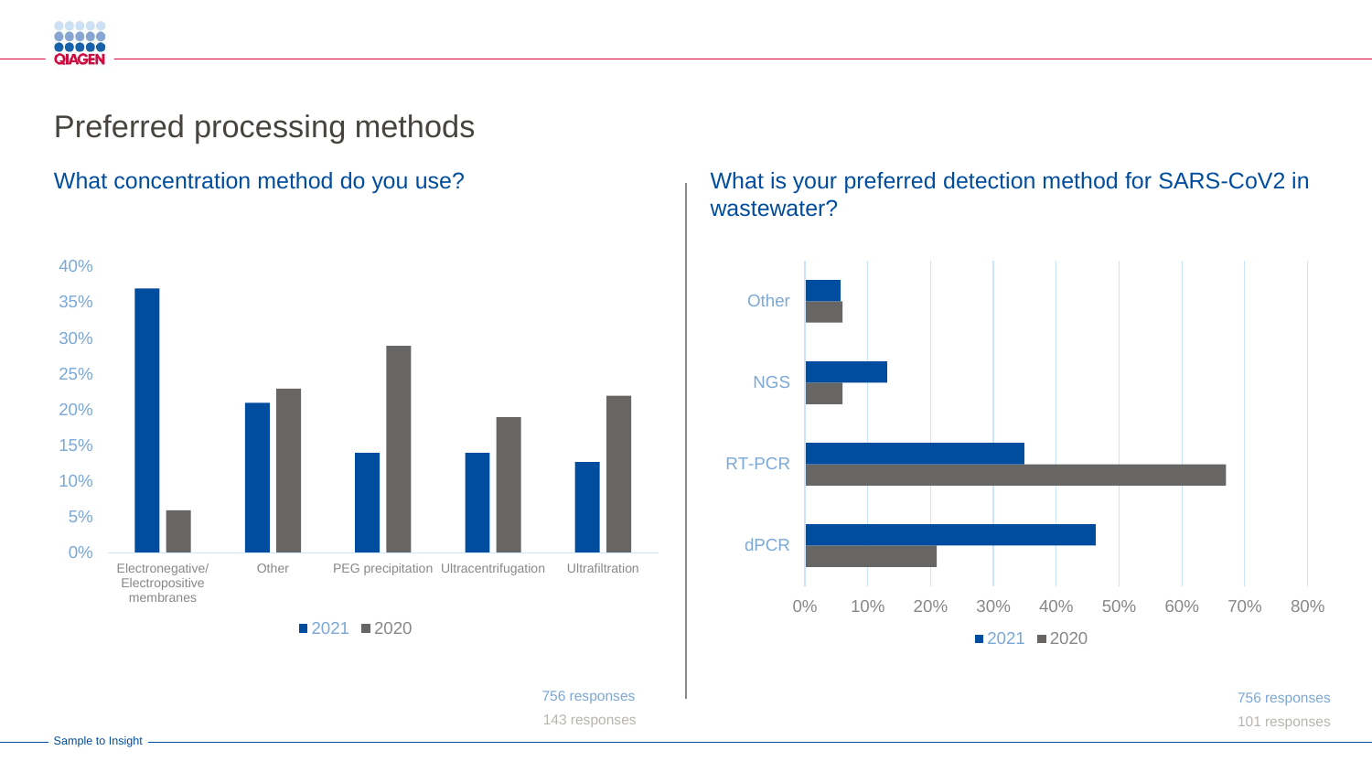# Preferred processing methods

## What concentration method do you use?

| | 2021 | 2020 |
|---|---|---|
| Electronegative/ Electropositive membranes | | |
| Other | | |
| PEG precipitation | | |
| Ultracentrifugation | | |
| Ultrafiltration | | |

756 responses

143 responses

## What is your preferred detection method for SARS-CoV2 in wastewater?

| | 2021 | 2020 |
|---|---|---|
| Other | | |
| NGS | | |
| RT-PCR | | |
| dPCR | | |

756 responses

101 responses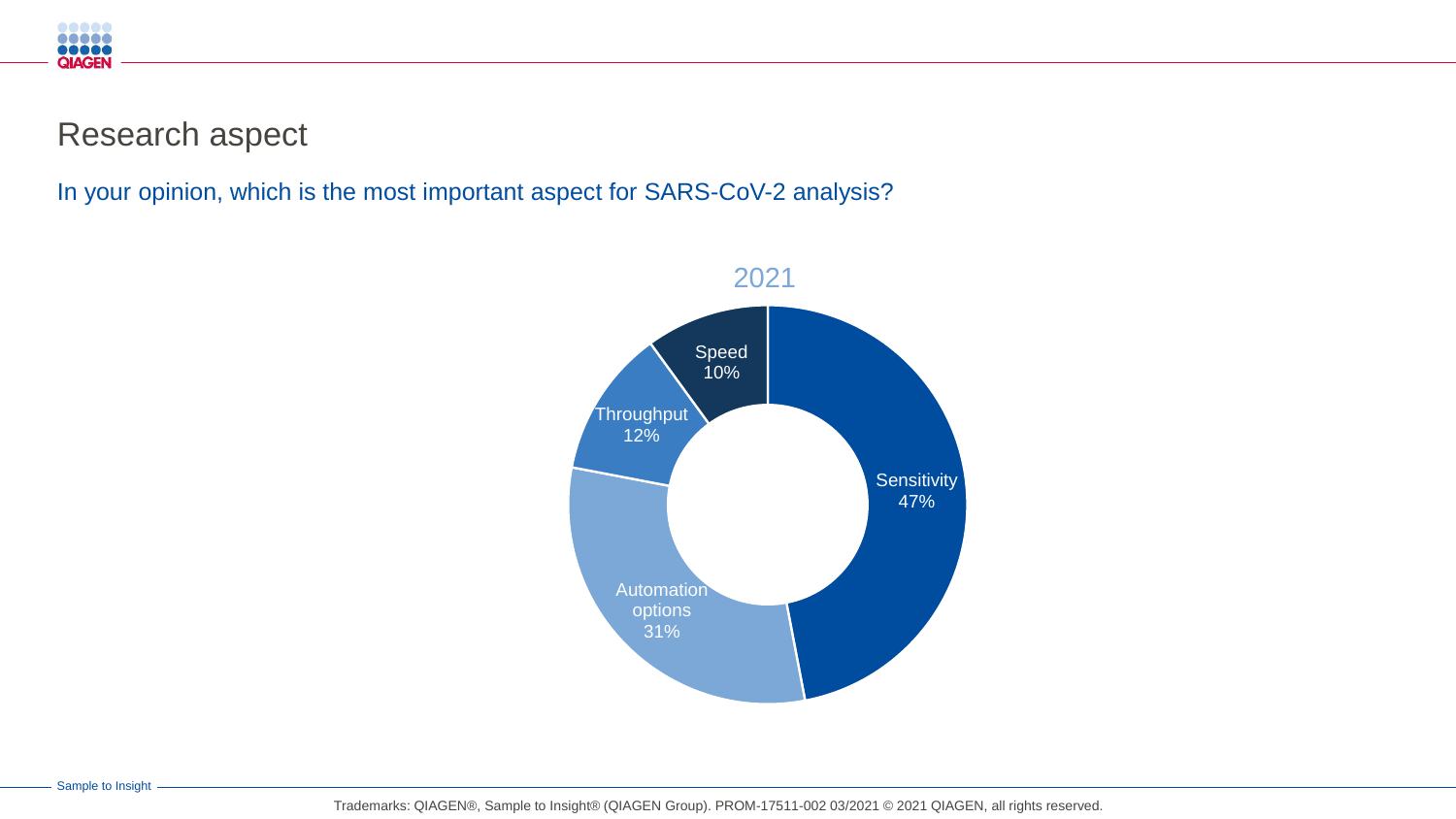# Research aspect

## In your opinion, which is the most important aspect for SARS-CoV-2 analysis?

2021

Speed
10%

Throughput
12%

Sensitivity
47%

Automation options
31%

Trademarks: QIAGEN®, Sample to Insight® (QIAGEN Group). PROM-17511-002 03/2021 © 2021 QIAGEN, all rights reserved.